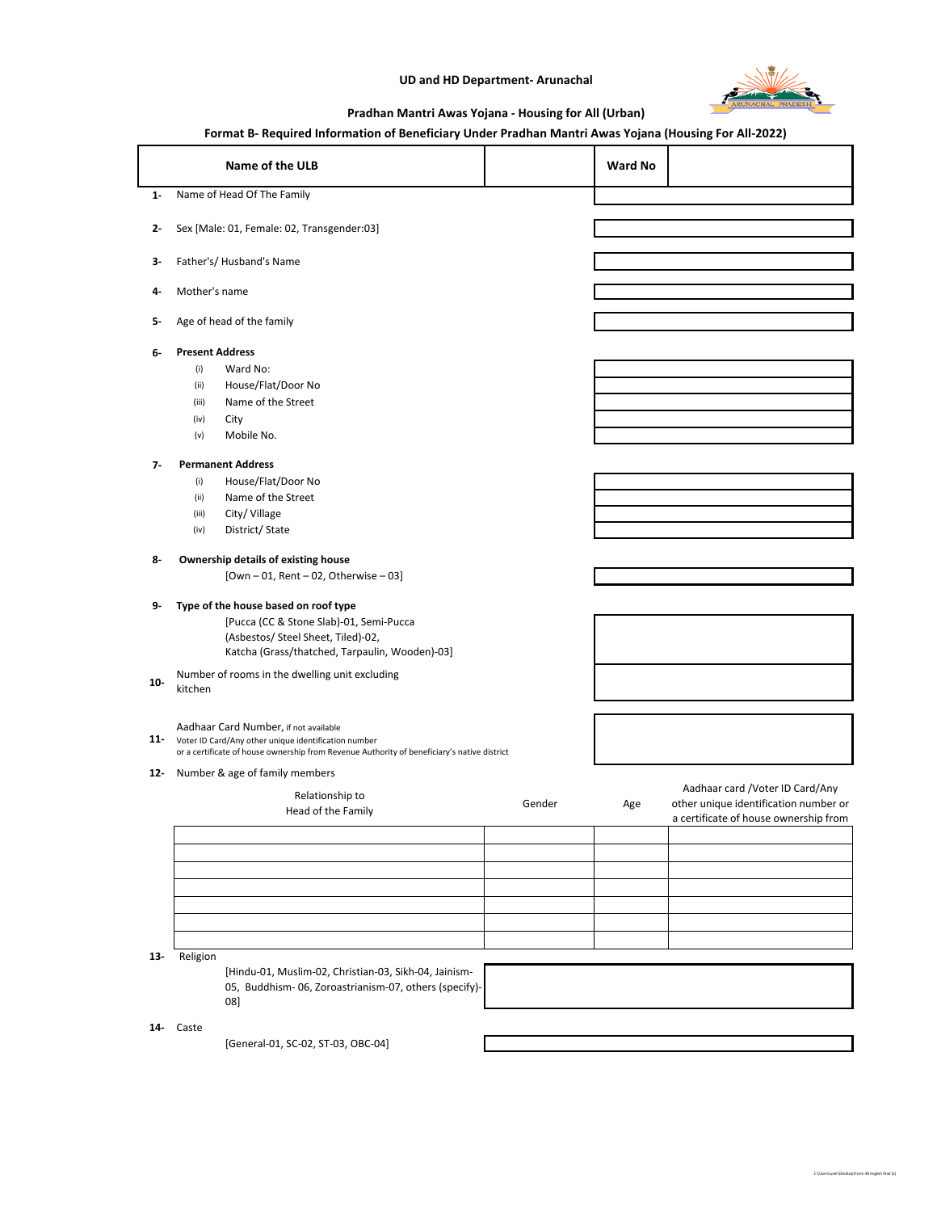**UD and HD Department- Arunachal**

**Pradhan Mantri Awas Yojana - Housing for All (Urban)**

**Format B- Required Information of Beneficiary Under Pradhan Mantri Awas Yojana (Housing For All-2022)**

| **Name of the ULB** | | **Ward No** | |
|---|---|---|---|

1- Name of Head Of The Family

2- Sex [Male: 01, Female: 02, Transgender:03]

3- Father's/ Husband's Name

4- Mother's name

5- Age of head of the family

6- **Present Address**
- (i) Ward No:
- (ii) House/Flat/Door No
- (iii) Name of the Street
- (iv) City
- (v) Mobile No.

7- **Permanent Address**
- (i) House/Flat/Door No
- (ii) Name of the Street
- (iii) City/ Village
- (iv) District/ State

8- **Ownership details of existing house**
[Own – 01, Rent – 02, Otherwise – 03]

9- **Type of the house based on roof type**
[Pucca (CC & Stone Slab)-01, Semi-Pucca (Asbestos/ Steel Sheet, Tiled)-02, Katcha (Grass/thatched, Tarpaulin, Wooden)-03]

10- Number of rooms in the dwelling unit excluding kitchen

11- Aadhaar Card Number, if not available Voter ID Card/Any other unique identification number or a certificate of house ownership from Revenue Authority of beneficiary's native district

12- Number & age of family members

| Relationship to Head of the Family | Gender | Age | Aadhaar card /Voter ID Card/Any other unique identification number or a certificate of house ownership from |
|---|---|---|---|
| | | | |
| | | | |
| | | | |
| | | | |
| | | | |
| | | | |
| | | | |

13- Religion
[Hindu-01, Muslim-02, Christian-03, Sikh-04, Jainism-05, Buddhism- 06, Zoroastrianism-07, others (specify)-08]

14- Caste
[General-01, SC-02, ST-03, OBC-04]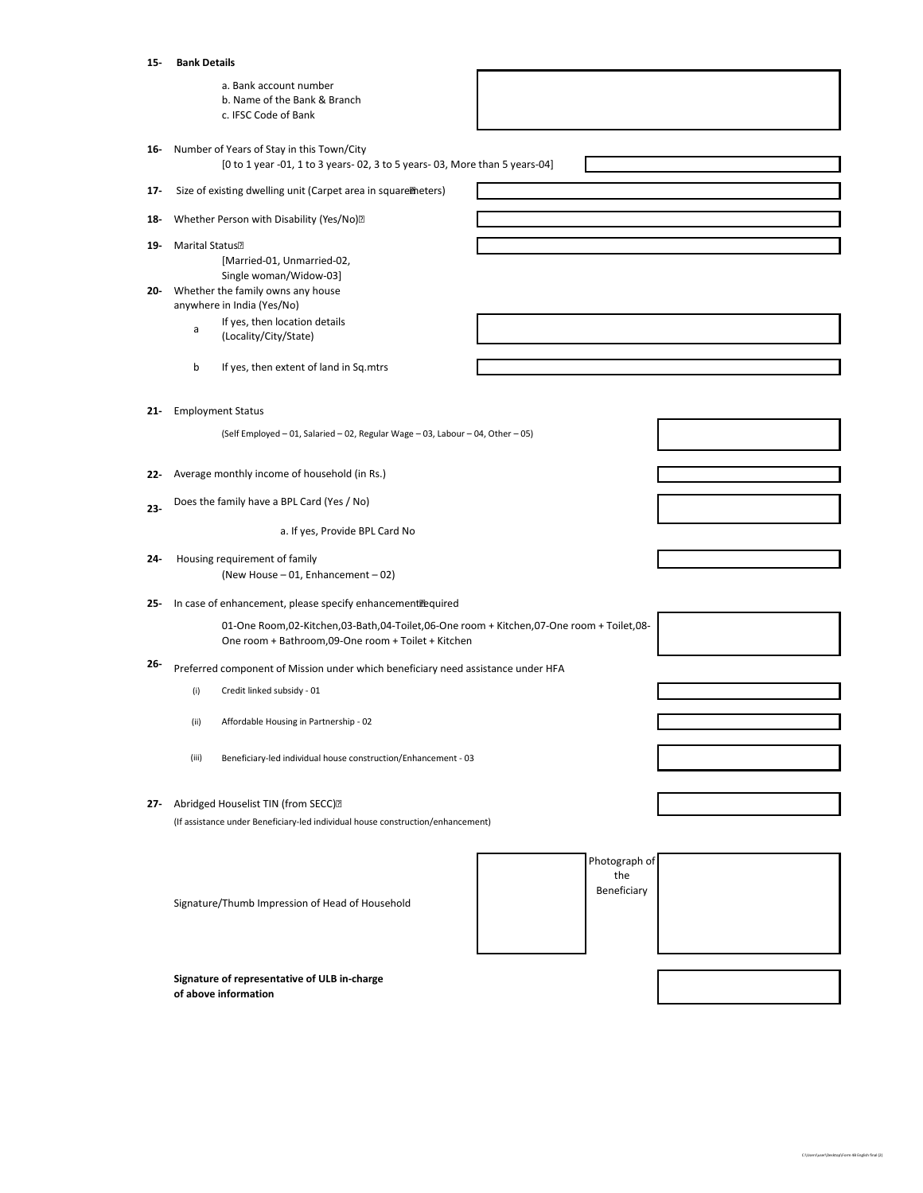15- **Bank Details**

a. Bank account number
b. Name of the Bank & Branch
c. IFSC Code of Bank

16- Number of Years of Stay in this Town/City
[0 to 1 year -01, 1 to 3 years- 02, 3 to 5 years- 03, More than 5 years-04]

17- Size of existing dwelling unit (Carpet area in square meters)

18- Whether Person with Disability (Yes/No)

19- Marital Status
[Married-01, Unmarried-02,
Single woman/Widow-03]

20- Whether the family owns any house anywhere in India (Yes/No)

a. If yes, then location details (Locality/City/State)

b. If yes, then extent of land in Sq.mtrs

21- Employment Status

(Self Employed – 01, Salaried – 02, Regular Wage – 03, Labour – 04, Other – 05)

22- Average monthly income of household (in Rs.)

23- Does the family have a BPL Card (Yes / No)

a. If yes, Provide BPL Card No

24- Housing requirement of family
(New House – 01, Enhancement – 02)

25- In case of enhancement, please specify enhancement required

01-One Room,02-Kitchen,03-Bath,04-Toilet,06-One room + Kitchen,07-One room + Toilet,08-One room + Bathroom,09-One room + Toilet + Kitchen

26- Preferred component of Mission under which beneficiary need assistance under HFA

(i) Credit linked subsidy - 01

(ii) Affordable Housing in Partnership - 02

(iii) Beneficiary-led individual house construction/Enhancement - 03

27- Abridged Houselist TIN (from SECC)
(If assistance under Beneficiary-led individual house construction/enhancement)

Signature/Thumb Impression of Head of Household

Photograph of the Beneficiary

**Signature of representative of ULB in-charge of above information**